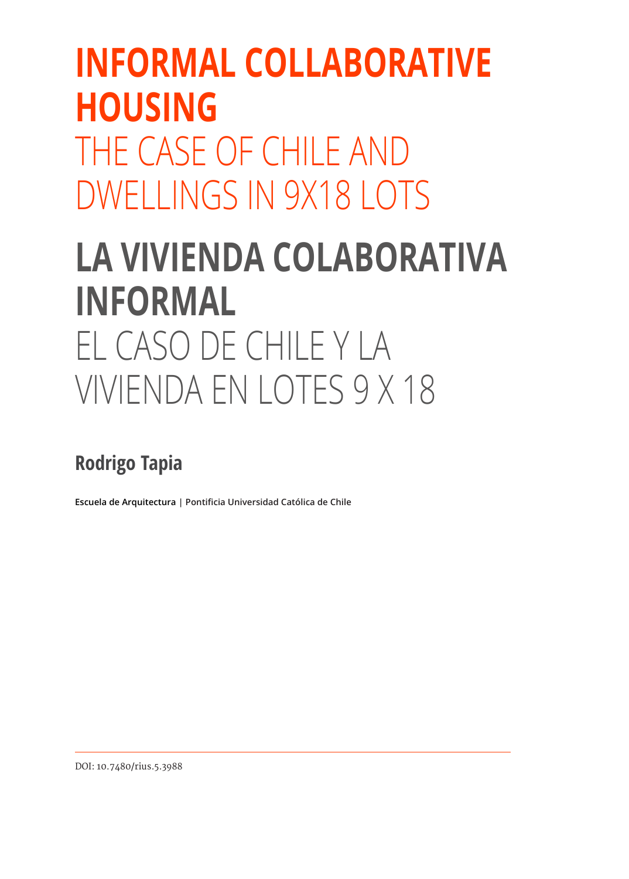# INFORMAL COLLABORATIVE HOUSING

## THE CASE OF CHILE AND DWELLINGS IN 9X18 LOTS

# LA VIVIENDA COLABORATIVA INFORMAL

## EL CASO DE CHILE Y LA VIVIENDA EN LOTES 9 X 18

**Rodrigo Tapia**

**Escuela de Arquitectura** | Pontificia Universidad Católica de Chile

DOI: 10.7480/rius.5.3988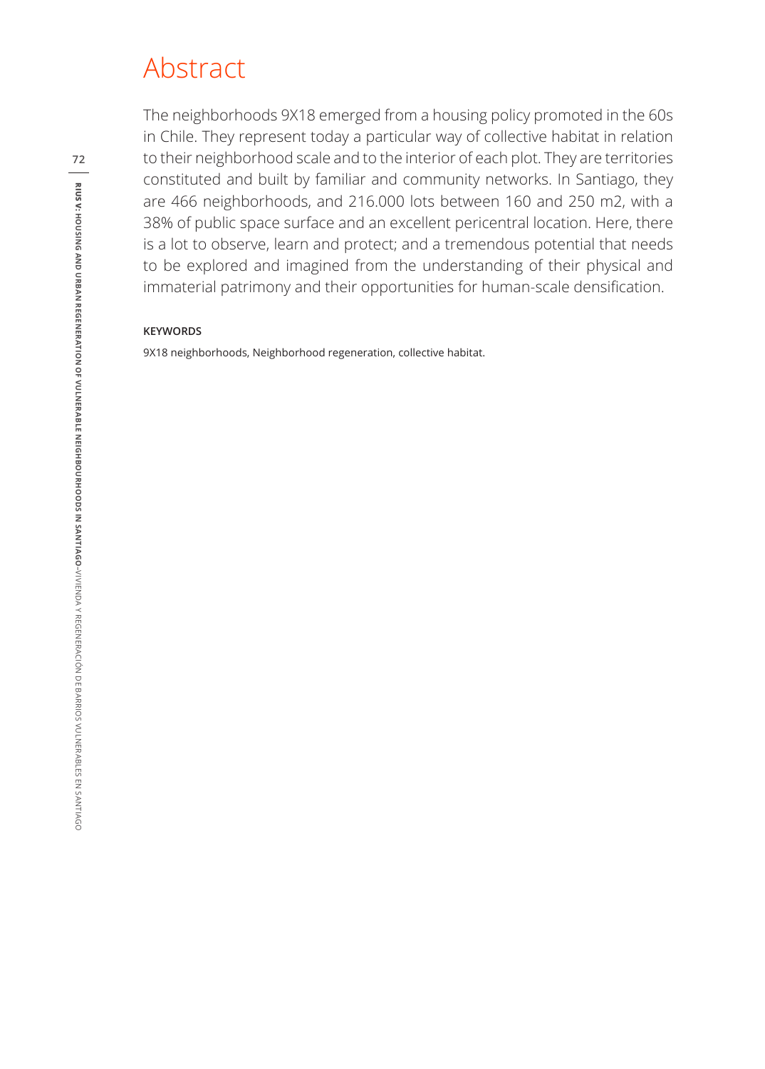# Abstract

The neighborhoods 9X18 emerged from a housing policy promoted in the 60s in Chile. They represent today a particular way of collective habitat in relation to their neighborhood scale and to the interior of each plot. They are territories constituted and built by familiar and community networks. In Santiago, they are 466 neighborhoods, and 216.000 lots between 160 and 250 m2, with a 38% of public space surface and an excellent pericentral location. Here, there is a lot to observe, learn and protect; and a tremendous potential that needs to be explored and imagined from the understanding of their physical and immaterial patrimony and their opportunities for human-scale densification.

**KEYWORDS**

9X18 neighborhoods, Neighborhood regeneration, collective habitat.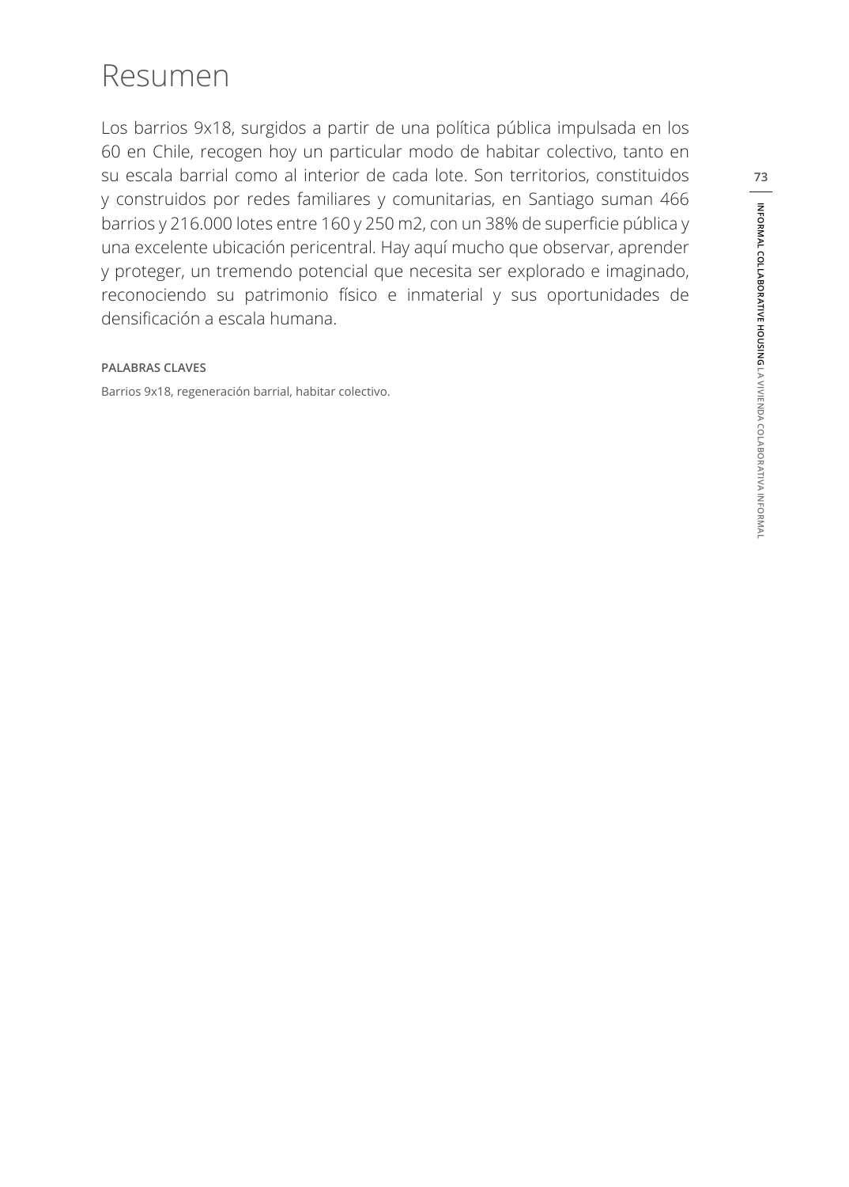# Resumen

Los barrios 9x18, surgidos a partir de una política pública impulsada en los 60 en Chile, recogen hoy un particular modo de habitar colectivo, tanto en su escala barrial como al interior de cada lote. Son territorios, constituidos y construidos por redes familiares y comunitarias, en Santiago suman 466 barrios y 216.000 lotes entre 160 y 250 m2, con un 38% de superficie pública y una excelente ubicación pericentral. Hay aquí mucho que observar, aprender y proteger, un tremendo potencial que necesita ser explorado e imaginado, reconociendo su patrimonio físico e inmaterial y sus oportunidades de densificación a escala humana.

**PALABRAS CLAVES**

Barrios 9x18, regeneración barrial, habitar colectivo.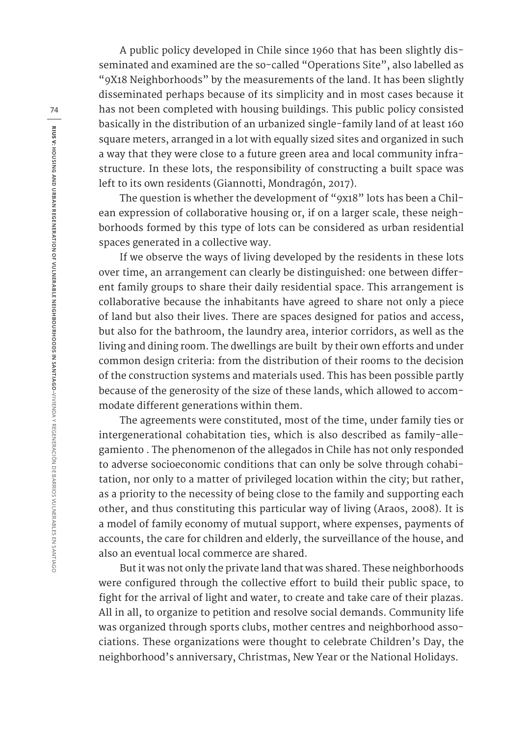A public policy developed in Chile since 1960 that has been slightly disseminated and examined are the so-called "Operations Site", also labelled as "9X18 Neighborhoods" by the measurements of the land. It has been slightly disseminated perhaps because of its simplicity and in most cases because it has not been completed with housing buildings. This public policy consisted basically in the distribution of an urbanized single-family land of at least 160 square meters, arranged in a lot with equally sized sites and organized in such a way that they were close to a future green area and local community infrastructure. In these lots, the responsibility of constructing a built space was left to its own residents (Giannotti, Mondragón, 2017).

The question is whether the development of "9x18" lots has been a Chilean expression of collaborative housing or, if on a larger scale, these neighborhoods formed by this type of lots can be considered as urban residential spaces generated in a collective way.

If we observe the ways of living developed by the residents in these lots over time, an arrangement can clearly be distinguished: one between different family groups to share their daily residential space. This arrangement is collaborative because the inhabitants have agreed to share not only a piece of land but also their lives. There are spaces designed for patios and access, but also for the bathroom, the laundry area, interior corridors, as well as the living and dining room. The dwellings are built by their own efforts and under common design criteria: from the distribution of their rooms to the decision of the construction systems and materials used. This has been possible partly because of the generosity of the size of these lands, which allowed to accommodate different generations within them.

The agreements were constituted, most of the time, under family ties or intergenerational cohabitation ties, which is also described as family-allegamiento . The phenomenon of the allegados in Chile has not only responded to adverse socioeconomic conditions that can only be solve through cohabitation, nor only to a matter of privileged location within the city; but rather, as a priority to the necessity of being close to the family and supporting each other, and thus constituting this particular way of living (Araos, 2008). It is a model of family economy of mutual support, where expenses, payments of accounts, the care for children and elderly, the surveillance of the house, and also an eventual local commerce are shared.

But it was not only the private land that was shared. These neighborhoods were configured through the collective effort to build their public space, to fight for the arrival of light and water, to create and take care of their plazas. All in all, to organize to petition and resolve social demands. Community life was organized through sports clubs, mother centres and neighborhood associations. These organizations were thought to celebrate Children's Day, the neighborhood's anniversary, Christmas, New Year or the National Holidays.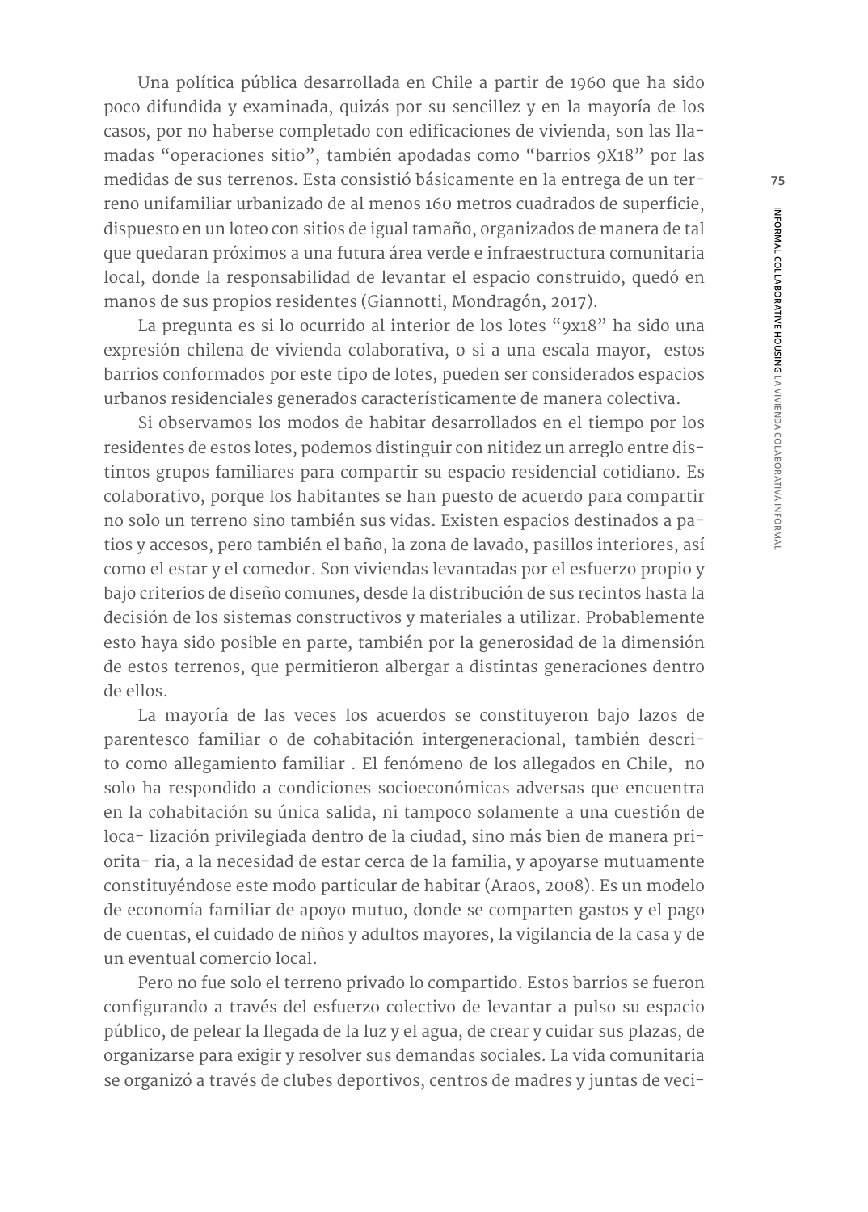Una política pública desarrollada en Chile a partir de 1960 que ha sido poco difundida y examinada, quizás por su sencillez y en la mayoría de los casos, por no haberse completado con edificaciones de vivienda, son las llamadas "operaciones sitio", también apodadas como "barrios 9X18" por las medidas de sus terrenos. Esta consistió básicamente en la entrega de un terreno unifamiliar urbanizado de al menos 160 metros cuadrados de superficie, dispuesto en un loteo con sitios de igual tamaño, organizados de manera de tal que quedaran próximos a una futura área verde e infraestructura comunitaria local, donde la responsabilidad de levantar el espacio construido, quedó en manos de sus propios residentes (Giannotti, Mondragón, 2017).

La pregunta es si lo ocurrido al interior de los lotes "9x18" ha sido una expresión chilena de vivienda colaborativa, o si a una escala mayor, estos barrios conformados por este tipo de lotes, pueden ser considerados espacios urbanos residenciales generados característicamente de manera colectiva.

Si observamos los modos de habitar desarrollados en el tiempo por los residentes de estos lotes, podemos distinguir con nitidez un arreglo entre distintos grupos familiares para compartir su espacio residencial cotidiano. Es colaborativo, porque los habitantes se han puesto de acuerdo para compartir no solo un terreno sino también sus vidas. Existen espacios destinados a patios y accesos, pero también el baño, la zona de lavado, pasillos interiores, así como el estar y el comedor. Son viviendas levantadas por el esfuerzo propio y bajo criterios de diseño comunes, desde la distribución de sus recintos hasta la decisión de los sistemas constructivos y materiales a utilizar. Probablemente esto haya sido posible en parte, también por la generosidad de la dimensión de estos terrenos, que permitieron albergar a distintas generaciones dentro de ellos.

La mayoría de las veces los acuerdos se constituyeron bajo lazos de parentesco familiar o de cohabitación intergeneracional, también descrito como allegamiento familiar . El fenómeno de los allegados en Chile, no solo ha respondido a condiciones socioeconómicas adversas que encuentra en la cohabitación su única salida, ni tampoco solamente a una cuestión de loca- lización privilegiada dentro de la ciudad, sino más bien de manera priorita- ria, a la necesidad de estar cerca de la familia, y apoyarse mutuamente constituyéndose este modo particular de habitar (Araos, 2008). Es un modelo de economía familiar de apoyo mutuo, donde se comparten gastos y el pago de cuentas, el cuidado de niños y adultos mayores, la vigilancia de la casa y de un eventual comercio local.

Pero no fue solo el terreno privado lo compartido. Estos barrios se fueron configurando a través del esfuerzo colectivo de levantar a pulso su espacio público, de pelear la llegada de la luz y el agua, de crear y cuidar sus plazas, de organizarse para exigir y resolver sus demandas sociales. La vida comunitaria se organizó a través de clubes deportivos, centros de madres y juntas de veci-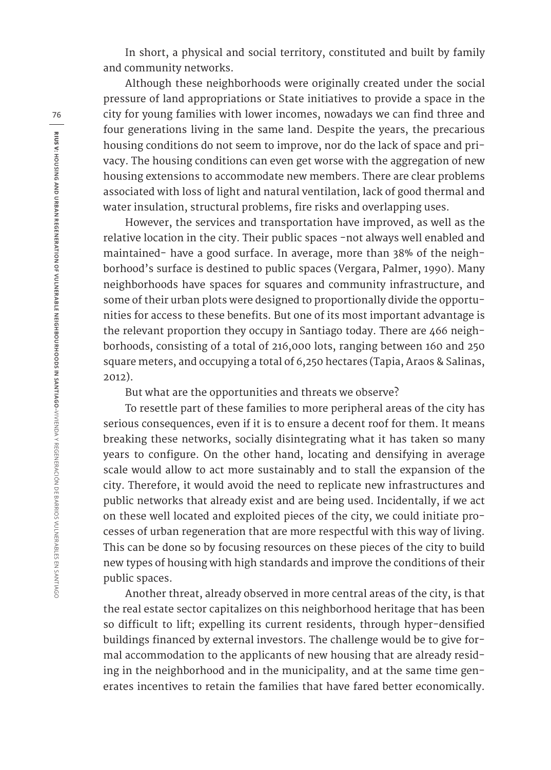In short, a physical and social territory, constituted and built by family and community networks.

Although these neighborhoods were originally created under the social pressure of land appropriations or State initiatives to provide a space in the city for young families with lower incomes, nowadays we can find three and four generations living in the same land. Despite the years, the precarious housing conditions do not seem to improve, nor do the lack of space and privacy. The housing conditions can even get worse with the aggregation of new housing extensions to accommodate new members. There are clear problems associated with loss of light and natural ventilation, lack of good thermal and water insulation, structural problems, fire risks and overlapping uses.

However, the services and transportation have improved, as well as the relative location in the city. Their public spaces -not always well enabled and maintained- have a good surface. In average, more than 38% of the neighborhood's surface is destined to public spaces (Vergara, Palmer, 1990). Many neighborhoods have spaces for squares and community infrastructure, and some of their urban plots were designed to proportionally divide the opportunities for access to these benefits. But one of its most important advantage is the relevant proportion they occupy in Santiago today. There are 466 neighborhoods, consisting of a total of 216,000 lots, ranging between 160 and 250 square meters, and occupying a total of 6,250 hectares (Tapia, Araos & Salinas, 2012).

But what are the opportunities and threats we observe?

To resettle part of these families to more peripheral areas of the city has serious consequences, even if it is to ensure a decent roof for them. It means breaking these networks, socially disintegrating what it has taken so many years to configure. On the other hand, locating and densifying in average scale would allow to act more sustainably and to stall the expansion of the city. Therefore, it would avoid the need to replicate new infrastructures and public networks that already exist and are being used. Incidentally, if we act on these well located and exploited pieces of the city, we could initiate processes of urban regeneration that are more respectful with this way of living. This can be done so by focusing resources on these pieces of the city to build new types of housing with high standards and improve the conditions of their public spaces.

Another threat, already observed in more central areas of the city, is that the real estate sector capitalizes on this neighborhood heritage that has been so difficult to lift; expelling its current residents, through hyper-densified buildings financed by external investors. The challenge would be to give formal accommodation to the applicants of new housing that are already residing in the neighborhood and in the municipality, and at the same time generates incentives to retain the families that have fared better economically.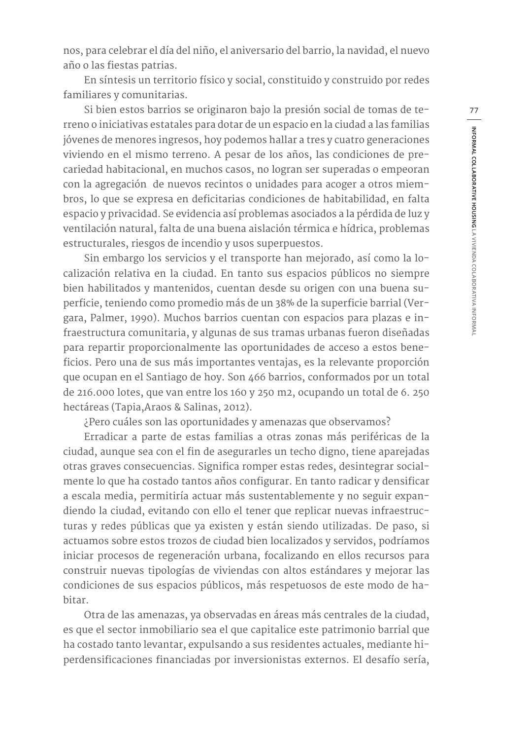nos, para celebrar el día del niño, el aniversario del barrio, la navidad, el nuevo año o las fiestas patrias.

En síntesis un territorio físico y social, constituido y construido por redes familiares y comunitarias.

Si bien estos barrios se originaron bajo la presión social de tomas de terreno o iniciativas estatales para dotar de un espacio en la ciudad a las familias jóvenes de menores ingresos, hoy podemos hallar a tres y cuatro generaciones viviendo en el mismo terreno. A pesar de los años, las condiciones de precariedad habitacional, en muchos casos, no logran ser superadas o empeoran con la agregación de nuevos recintos o unidades para acoger a otros miembros, lo que se expresa en deficitarias condiciones de habitabilidad, en falta espacio y privacidad. Se evidencia así problemas asociados a la pérdida de luz y ventilación natural, falta de una buena aislación térmica e hídrica, problemas estructurales, riesgos de incendio y usos superpuestos.

Sin embargo los servicios y el transporte han mejorado, así como la localización relativa en la ciudad. En tanto sus espacios públicos no siempre bien habilitados y mantenidos, cuentan desde su origen con una buena superficie, teniendo como promedio más de un 38% de la superficie barrial (Vergara, Palmer, 1990). Muchos barrios cuentan con espacios para plazas e infraestructura comunitaria, y algunas de sus tramas urbanas fueron diseñadas para repartir proporcionalmente las oportunidades de acceso a estos beneficios. Pero una de sus más importantes ventajas, es la relevante proporción que ocupan en el Santiago de hoy. Son 466 barrios, conformados por un total de 216.000 lotes, que van entre los 160 y 250 m2, ocupando un total de 6. 250 hectáreas (Tapia,Araos & Salinas, 2012).

¿Pero cuáles son las oportunidades y amenazas que observamos?

Erradicar a parte de estas familias a otras zonas más periféricas de la ciudad, aunque sea con el fin de asegurarles un techo digno, tiene aparejadas otras graves consecuencias. Significa romper estas redes, desintegrar socialmente lo que ha costado tantos años configurar. En tanto radicar y densificar a escala media, permitiría actuar más sustentablemente y no seguir expandiendo la ciudad, evitando con ello el tener que replicar nuevas infraestructuras y redes públicas que ya existen y están siendo utilizadas. De paso, si actuamos sobre estos trozos de ciudad bien localizados y servidos, podríamos iniciar procesos de regeneración urbana, focalizando en ellos recursos para construir nuevas tipologías de viviendas con altos estándares y mejorar las condiciones de sus espacios públicos, más respetuosos de este modo de habitar.

Otra de las amenazas, ya observadas en áreas más centrales de la ciudad, es que el sector inmobiliario sea el que capitalice este patrimonio barrial que ha costado tanto levantar, expulsando a sus residentes actuales, mediante hiperdensificaciones financiadas por inversionistas externos. El desafío sería,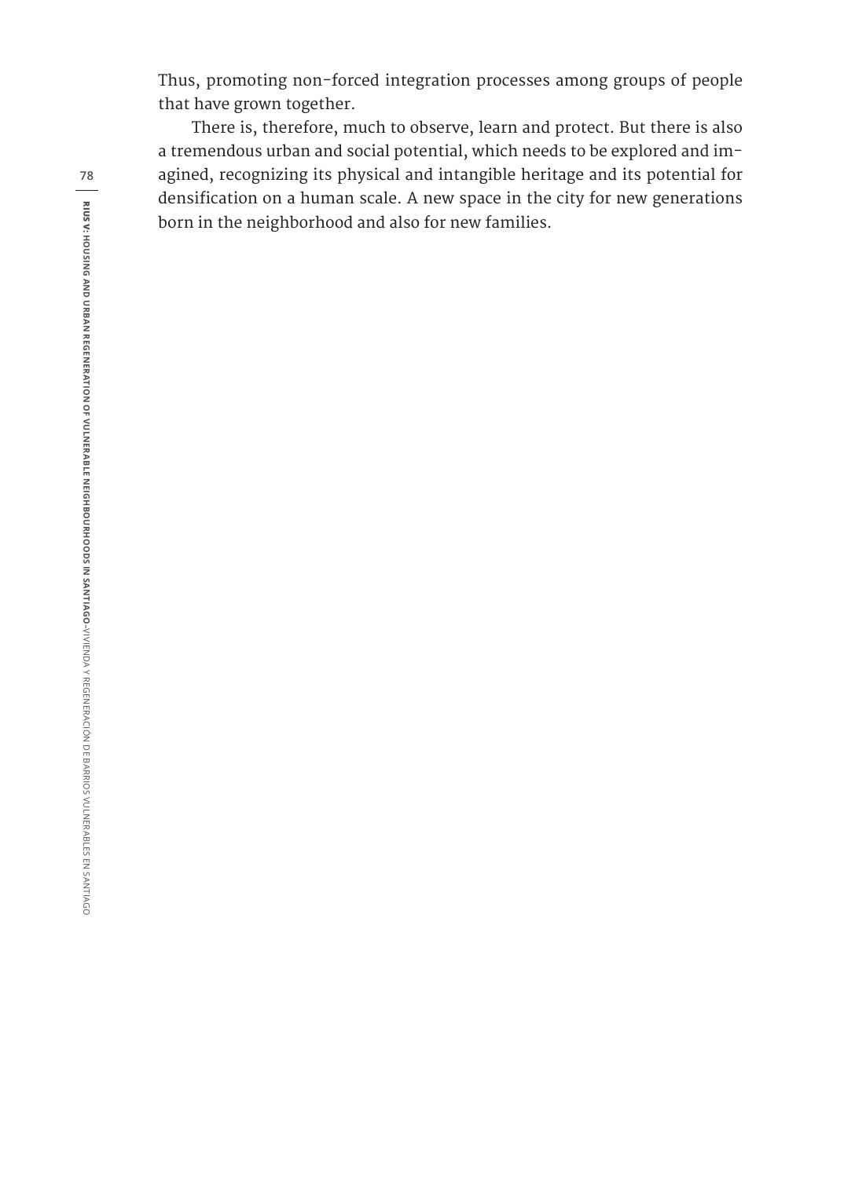Thus, promoting non-forced integration processes among groups of people that have grown together.

There is, therefore, much to observe, learn and protect. But there is also a tremendous urban and social potential, which needs to be explored and imagined, recognizing its physical and intangible heritage and its potential for densification on a human scale. A new space in the city for new generations born in the neighborhood and also for new families.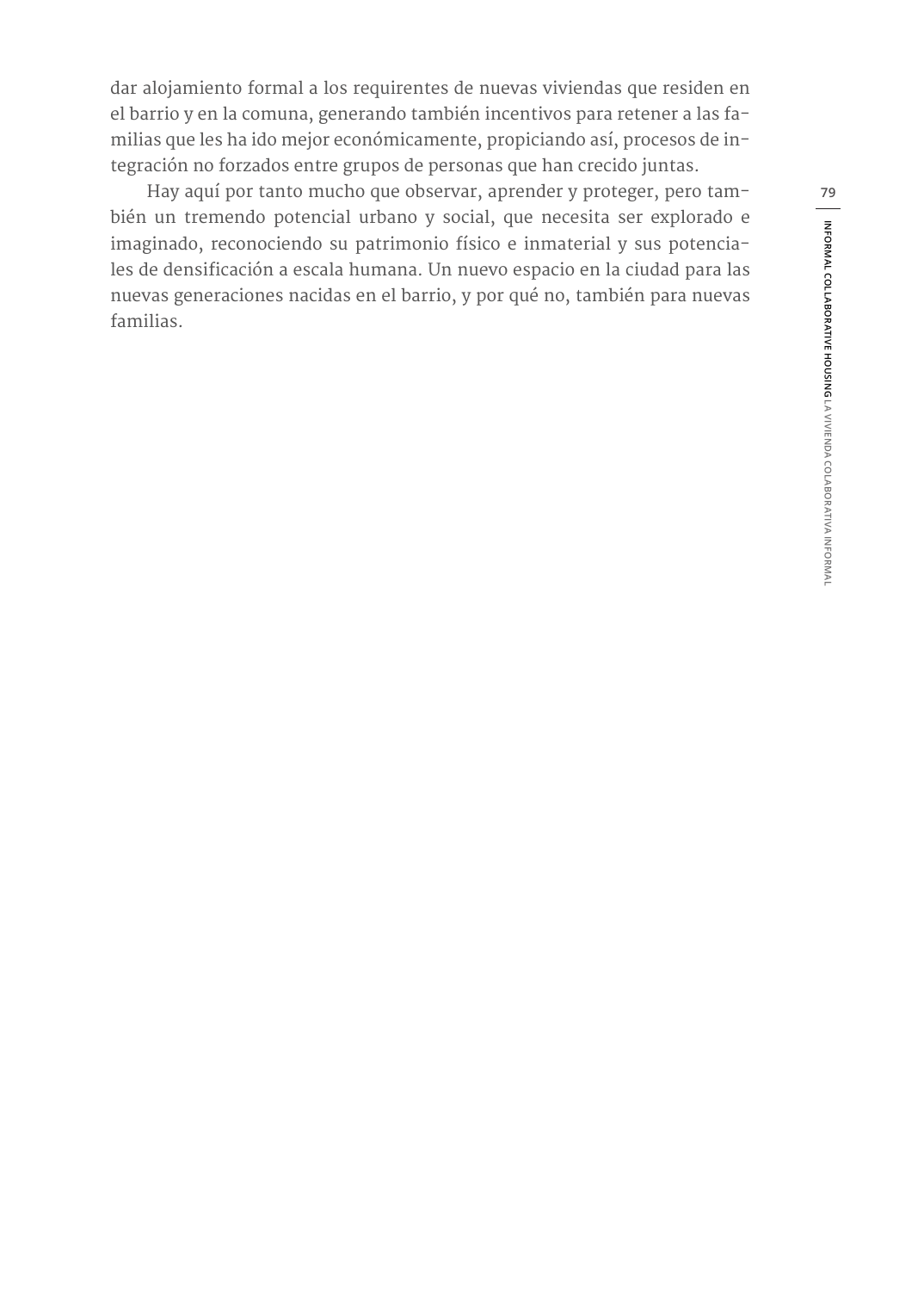dar alojamiento formal a los requirentes de nuevas viviendas que residen en el barrio y en la comuna, generando también incentivos para retener a las familias que les ha ido mejor económicamente, propiciando así, procesos de integración no forzados entre grupos de personas que han crecido juntas.

Hay aquí por tanto mucho que observar, aprender y proteger, pero también un tremendo potencial urbano y social, que necesita ser explorado e imaginado, reconociendo su patrimonio físico e inmaterial y sus potenciales de densificación a escala humana. Un nuevo espacio en la ciudad para las nuevas generaciones nacidas en el barrio, y por qué no, también para nuevas familias.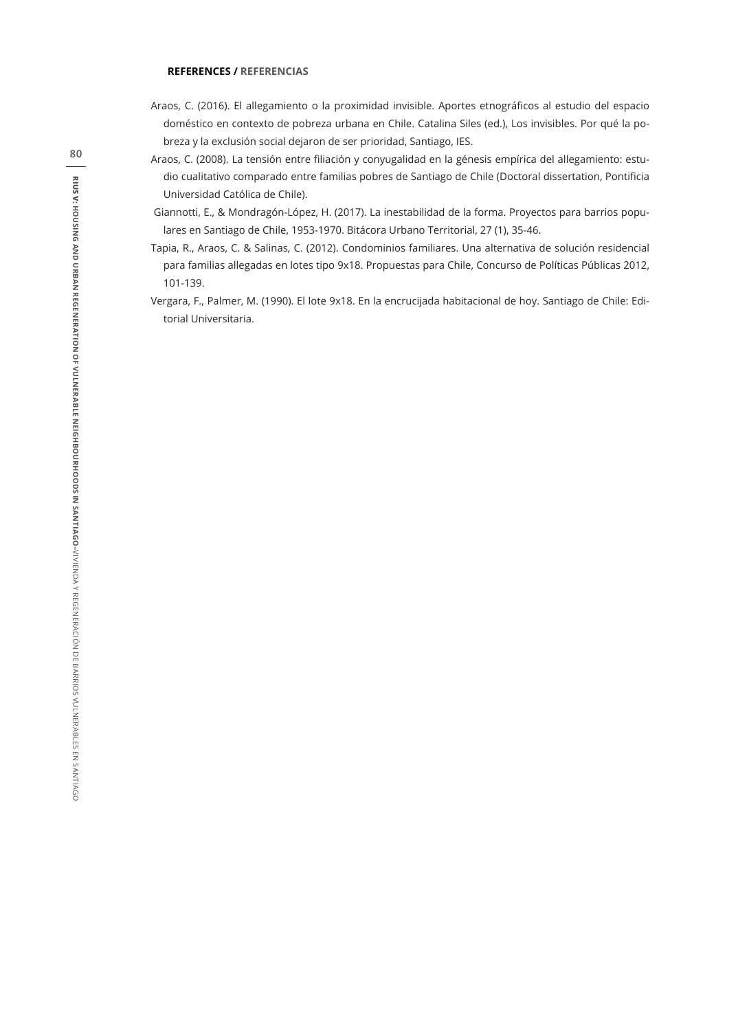**REFERENCES / REFERENCIAS**

Araos, C. (2016). El allegamiento o la proximidad invisible. Aportes etnográficos al estudio del espacio doméstico en contexto de pobreza urbana en Chile. Catalina Siles (ed.), Los invisibles. Por qué la pobreza y la exclusión social dejaron de ser prioridad, Santiago, IES.

Araos, C. (2008). La tensión entre filiación y conyugalidad en la génesis empírica del allegamiento: estudio cualitativo comparado entre familias pobres de Santiago de Chile (Doctoral dissertation, Pontificia Universidad Católica de Chile).

Giannotti, E., & Mondragón-López, H. (2017). La inestabilidad de la forma. Proyectos para barrios populares en Santiago de Chile, 1953-1970. Bitácora Urbano Territorial, 27 (1), 35-46.

Tapia, R., Araos, C. & Salinas, C. (2012). Condominios familiares. Una alternativa de solución residencial para familias allegadas en lotes tipo 9x18. Propuestas para Chile, Concurso de Políticas Públicas 2012, 101-139.

Vergara, F., Palmer, M. (1990). El lote 9x18. En la encrucijada habitacional de hoy. Santiago de Chile: Editorial Universitaria.